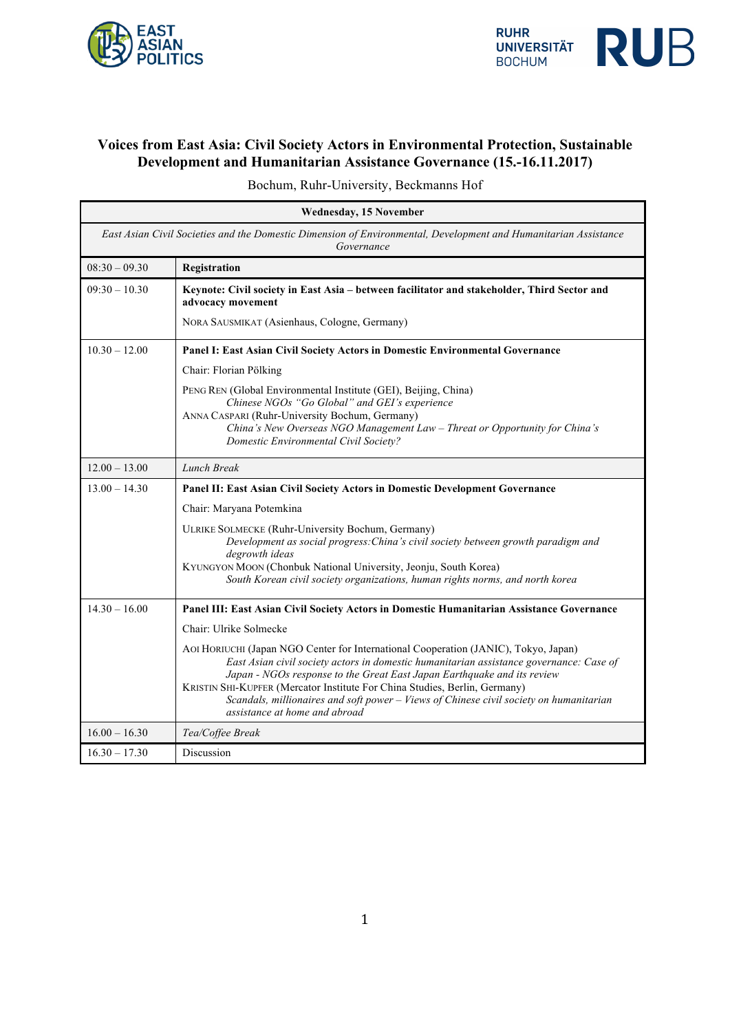# Voices from East Asia: Civil Society Actors in Environmental Protection, Sustainable Development and Humanitarian Assistance Governance (15.-16.11.2017)

Bochum, Ruhr-University, Beckmanns Hof

| Wednesday, 15 November | |
|---|---|
| *East Asian Civil Societies and the Domestic Dimension of Environmental, Development and Humanitarian Assistance Governance* | |
| 08:30 – 09.30 | **Registration** |
| 09:30 – 10.30 | **Keynote: Civil society in East Asia – between facilitator and stakeholder, Third Sector and advocacy movement**<br><br>NORA SAUSMIKAT (Asienhaus, Cologne, Germany) |
| 10.30 – 12.00 | **Panel I: East Asian Civil Society Actors in Domestic Environmental Governance**<br><br>Chair: Florian Pölking<br><br>PENG REN (Global Environmental Institute (GEI), Beijing, China)<br>*Chinese NGOs "Go Global" and GEI's experience*<br>ANNA CASPARI (Ruhr-University Bochum, Germany)<br>*China's New Overseas NGO Management Law – Threat or Opportunity for China's Domestic Environmental Civil Society?* |
| 12.00 – 13.00 | *Lunch Break* |
| 13.00 – 14.30 | **Panel II: East Asian Civil Society Actors in Domestic Development Governance**<br><br>Chair: Maryana Potemkina<br><br>ULRIKE SOLMECKE (Ruhr-University Bochum, Germany)<br>*Development as social progress:China's civil society between growth paradigm and degrowth ideas*<br>KYUNGYON MOON (Chonbuk National University, Jeonju, South Korea)<br>*South Korean civil society organizations, human rights norms, and north korea* |
| 14.30 – 16.00 | **Panel III: East Asian Civil Society Actors in Domestic Humanitarian Assistance Governance**<br><br>Chair: Ulrike Solmecke<br><br>AOI HORIUCHI (Japan NGO Center for International Cooperation (JANIC), Tokyo, Japan)<br>*East Asian civil society actors in domestic humanitarian assistance governance: Case of Japan - NGOs response to the Great East Japan Earthquake and its review*<br>KRISTIN SHI-KUPFER (Mercator Institute For China Studies, Berlin, Germany)<br>*Scandals, millionaires and soft power – Views of Chinese civil society on humanitarian assistance at home and abroad* |
| 16.00 – 16.30 | *Tea/Coffee Break* |
| 16.30 – 17.30 | Discussion |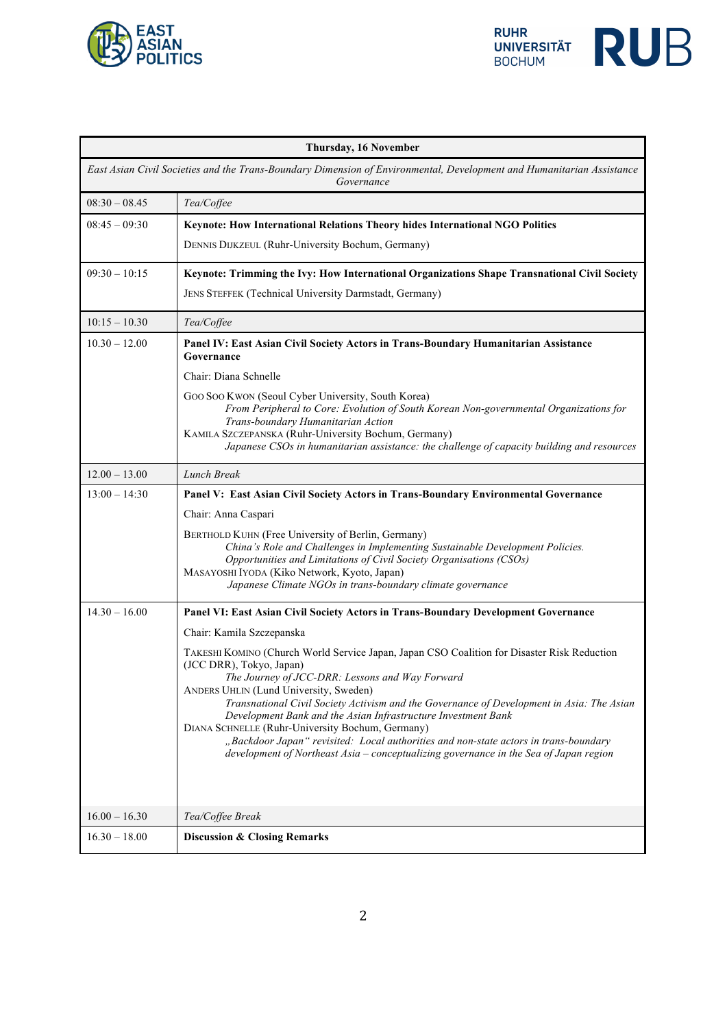| Thursday, 16 November | |
|---|---|
| *East Asian Civil Societies and the Trans-Boundary Dimension of Environmental, Development and Humanitarian Assistance Governance* | |
| 08:30 – 08.45 | *Tea/Coffee* |
| 08:45 – 09:30 | **Keynote: How International Relations Theory hides International NGO Politics**<br>DENNIS DIJKZEUL (Ruhr-University Bochum, Germany) |
| 09:30 – 10:15 | **Keynote: Trimming the Ivy: How International Organizations Shape Transnational Civil Society**<br>JENS STEFFEK (Technical University Darmstadt, Germany) |
| 10:15 – 10.30 | *Tea/Coffee* |
| 10.30 – 12.00 | **Panel IV: East Asian Civil Society Actors in Trans-Boundary Humanitarian Assistance Governance**<br>Chair: Diana Schnelle<br>GOO SOO KWON (Seoul Cyber University, South Korea)<br>*From Peripheral to Core: Evolution of South Korean Non-governmental Organizations for Trans-boundary Humanitarian Action*<br>KAMILA SZCZEPANSKA (Ruhr-University Bochum, Germany)<br>*Japanese CSOs in humanitarian assistance: the challenge of capacity building and resources* |
| 12.00 – 13.00 | *Lunch Break* |
| 13:00 – 14:30 | **Panel V: East Asian Civil Society Actors in Trans-Boundary Environmental Governance**<br>Chair: Anna Caspari<br>BERTHOLD KUHN (Free University of Berlin, Germany)<br>*China's Role and Challenges in Implementing Sustainable Development Policies. Opportunities and Limitations of Civil Society Organisations (CSOs)*<br>MASAYOSHI IYODA (Kiko Network, Kyoto, Japan)<br>*Japanese Climate NGOs in trans-boundary climate governance* |
| 14.30 – 16.00 | **Panel VI: East Asian Civil Society Actors in Trans-Boundary Development Governance**<br>Chair: Kamila Szczepanska<br>TAKESHI KOMINO (Church World Service Japan, Japan CSO Coalition for Disaster Risk Reduction (JCC DRR), Tokyo, Japan)<br>*The Journey of JCC-DRR: Lessons and Way Forward*<br>ANDERS UHLIN (Lund University, Sweden)<br>*Transnational Civil Society Activism and the Governance of Development in Asia: The Asian Development Bank and the Asian Infrastructure Investment Bank*<br>DIANA SCHNELLE (Ruhr-University Bochum, Germany)<br>*„Backdoor Japan" revisited: Local authorities and non-state actors in trans-boundary development of Northeast Asia – conceptualizing governance in the Sea of Japan region* |
| 16.00 – 16.30 | *Tea/Coffee Break* |
| 16.30 – 18.00 | **Discussion & Closing Remarks** |